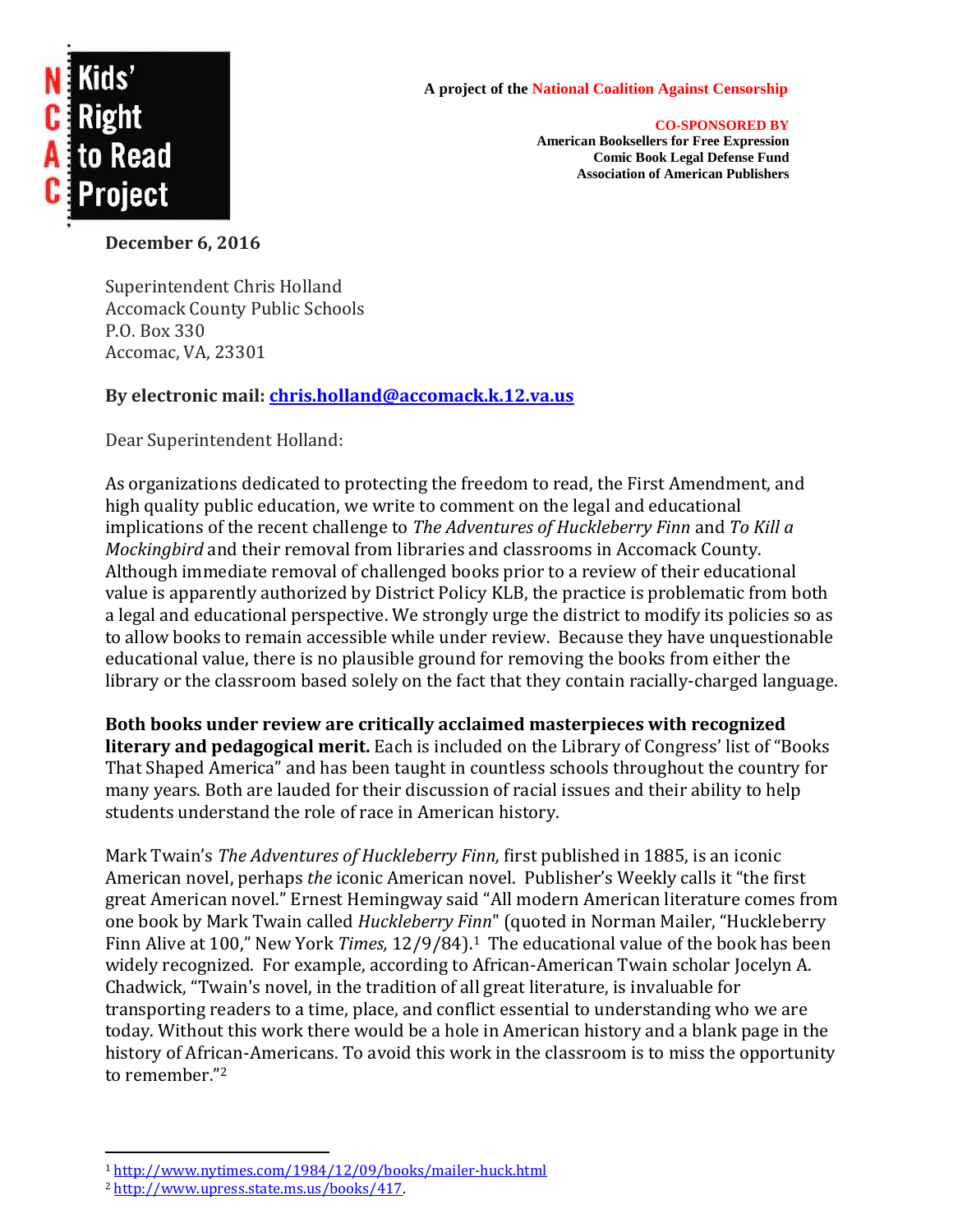**Kids' Right to Read Project**

**A project of the National Coalition Against Censorship**

**CO-SPONSORED BY**
**American Booksellers for Free Expression**
**Comic Book Legal Defense Fund**
**Association of American Publishers**

**December 6, 2016**

Superintendent Chris Holland
Accomack County Public Schools
P.O. Box 330
Accomac, VA, 23301

**By electronic mail: chris.holland@accomack.k.12.va.us**

Dear Superintendent Holland:

As organizations dedicated to protecting the freedom to read, the First Amendment, and high quality public education, we write to comment on the legal and educational implications of the recent challenge to *The Adventures of Huckleberry Finn* and *To Kill a Mockingbird* and their removal from libraries and classrooms in Accomack County. Although immediate removal of challenged books prior to a review of their educational value is apparently authorized by District Policy KLB, the practice is problematic from both a legal and educational perspective. We strongly urge the district to modify its policies so as to allow books to remain accessible while under review. Because they have unquestionable educational value, there is no plausible ground for removing the books from either the library or the classroom based solely on the fact that they contain racially-charged language.

**Both books under review are critically acclaimed masterpieces with recognized literary and pedagogical merit.** Each is included on the Library of Congress' list of "Books That Shaped America" and has been taught in countless schools throughout the country for many years. Both are lauded for their discussion of racial issues and their ability to help students understand the role of race in American history.

Mark Twain's *The Adventures of Huckleberry Finn,* first published in 1885, is an iconic American novel, perhaps *the* iconic American novel. Publisher's Weekly calls it "the first great American novel." Ernest Hemingway said "All modern American literature comes from one book by Mark Twain called *Huckleberry Finn*" (quoted in Norman Mailer, "Huckleberry Finn Alive at 100," New York *Times,* 12/9/84).[1] The educational value of the book has been widely recognized. For example, according to African-American Twain scholar Jocelyn A. Chadwick, "Twain's novel, in the tradition of all great literature, is invaluable for transporting readers to a time, place, and conflict essential to understanding who we are today. Without this work there would be a hole in American history and a blank page in the history of African-Americans. To avoid this work in the classroom is to miss the opportunity to remember."[2]

---

[1] http://www.nytimes.com/1984/12/09/books/mailer-huck.html

[2] http://www.upress.state.ms.us/books/417.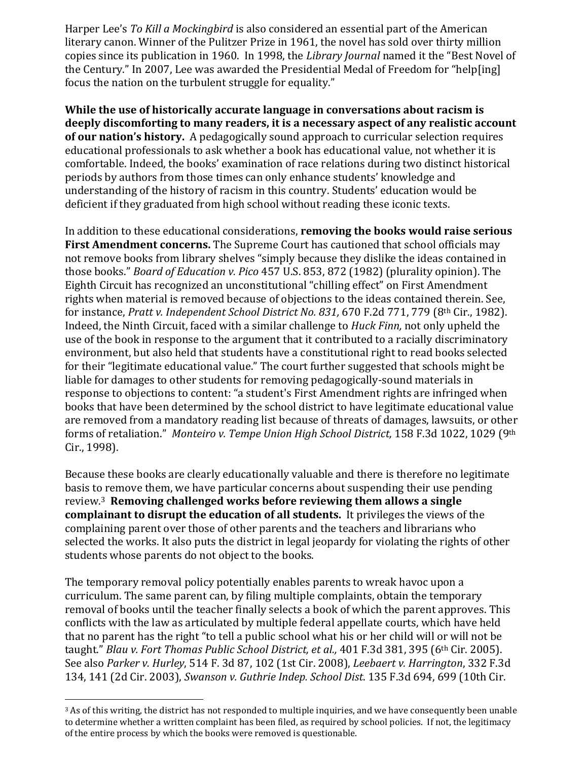Harper Lee's *To Kill a Mockingbird* is also considered an essential part of the American literary canon. Winner of the Pulitzer Prize in 1961, the novel has sold over thirty million copies since its publication in 1960. In 1998, the *Library Journal* named it the "Best Novel of the Century." In 2007, Lee was awarded the Presidential Medal of Freedom for "help[ing] focus the nation on the turbulent struggle for equality."

**While the use of historically accurate language in conversations about racism is deeply discomforting to many readers, it is a necessary aspect of any realistic account of our nation's history.** A pedagogically sound approach to curricular selection requires educational professionals to ask whether a book has educational value, not whether it is comfortable. Indeed, the books' examination of race relations during two distinct historical periods by authors from those times can only enhance students' knowledge and understanding of the history of racism in this country. Students' education would be deficient if they graduated from high school without reading these iconic texts.

In addition to these educational considerations, **removing the books would raise serious First Amendment concerns.** The Supreme Court has cautioned that school officials may not remove books from library shelves "simply because they dislike the ideas contained in those books." *Board of Education v. Pico* 457 U.S. 853, 872 (1982) (plurality opinion). The Eighth Circuit has recognized an unconstitutional "chilling effect" on First Amendment rights when material is removed because of objections to the ideas contained therein. See, for instance, *Pratt v. Independent School District No. 831,* 670 F.2d 771, 779 (8th Cir., 1982). Indeed, the Ninth Circuit, faced with a similar challenge to *Huck Finn,* not only upheld the use of the book in response to the argument that it contributed to a racially discriminatory environment, but also held that students have a constitutional right to read books selected for their "legitimate educational value." The court further suggested that schools might be liable for damages to other students for removing pedagogically-sound materials in response to objections to content: "a student's First Amendment rights are infringed when books that have been determined by the school district to have legitimate educational value are removed from a mandatory reading list because of threats of damages, lawsuits, or other forms of retaliation." *Monteiro v. Tempe Union High School District,* 158 F.3d 1022, 1029 (9th Cir., 1998).

Because these books are clearly educationally valuable and there is therefore no legitimate basis to remove them, we have particular concerns about suspending their use pending review.[3] **Removing challenged works before reviewing them allows a single complainant to disrupt the education of all students.** It privileges the views of the complaining parent over those of other parents and the teachers and librarians who selected the works. It also puts the district in legal jeopardy for violating the rights of other students whose parents do not object to the books.

The temporary removal policy potentially enables parents to wreak havoc upon a curriculum. The same parent can, by filing multiple complaints, obtain the temporary removal of books until the teacher finally selects a book of which the parent approves. This conflicts with the law as articulated by multiple federal appellate courts, which have held that no parent has the right "to tell a public school what his or her child will or will not be taught." *Blau v. Fort Thomas Public School District, et al.,* 401 F.3d 381, 395 (6th Cir. 2005). See also *Parker v. Hurley*, 514 F. 3d 87, 102 (1st Cir. 2008), *Leebaert v. Harrington*, 332 F.3d 134, 141 (2d Cir. 2003), *Swanson v. Guthrie Indep. School Dist*. 135 F.3d 694, 699 (10th Cir.

---

[3] As of this writing, the district has not responded to multiple inquiries, and we have consequently been unable to determine whether a written complaint has been filed, as required by school policies. If not, the legitimacy of the entire process by which the books were removed is questionable.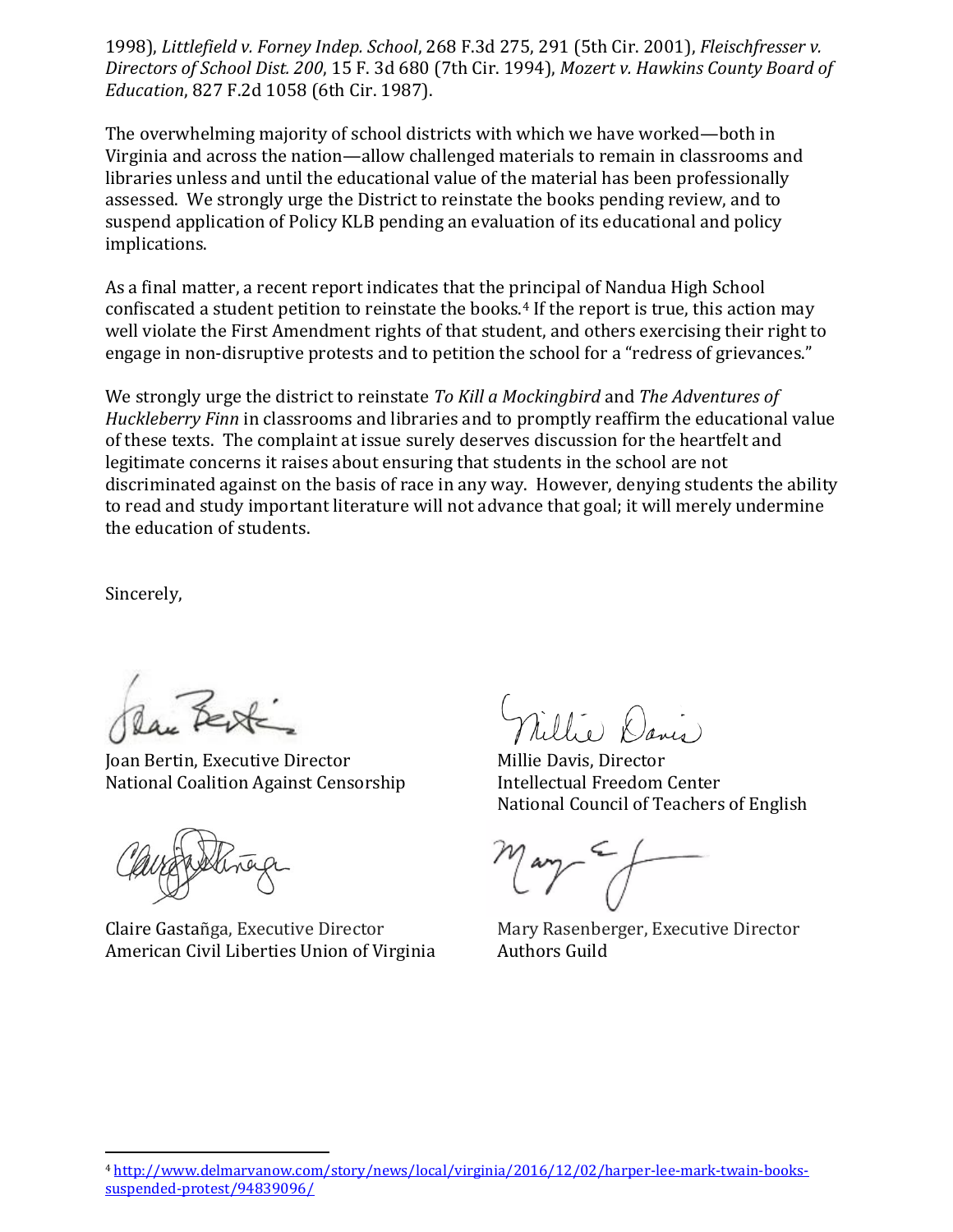1998), *Littlefield v. Forney Indep. School*, 268 F.3d 275, 291 (5th Cir. 2001), *Fleischfresser v. Directors of School Dist. 200*, 15 F. 3d 680 (7th Cir. 1994), *Mozert v. Hawkins County Board of Education*, 827 F.2d 1058 (6th Cir. 1987).

The overwhelming majority of school districts with which we have worked—both in Virginia and across the nation—allow challenged materials to remain in classrooms and libraries unless and until the educational value of the material has been professionally assessed. We strongly urge the District to reinstate the books pending review, and to suspend application of Policy KLB pending an evaluation of its educational and policy implications.

As a final matter, a recent report indicates that the principal of Nandua High School confiscated a student petition to reinstate the books.[4] If the report is true, this action may well violate the First Amendment rights of that student, and others exercising their right to engage in non-disruptive protests and to petition the school for a "redress of grievances."

We strongly urge the district to reinstate *To Kill a Mockingbird* and *The Adventures of Huckleberry Finn* in classrooms and libraries and to promptly reaffirm the educational value of these texts. The complaint at issue surely deserves discussion for the heartfelt and legitimate concerns it raises about ensuring that students in the school are not discriminated against on the basis of race in any way. However, denying students the ability to read and study important literature will not advance that goal; it will merely undermine the education of students.

Sincerely,

Joan Bertin, Executive Director
National Coalition Against Censorship

Millie Davis, Director
Intellectual Freedom Center
National Council of Teachers of English

Claire Gastañga, Executive Director
American Civil Liberties Union of Virginia

Mary Rasenberger, Executive Director
Authors Guild

[4] http://www.delmarvanow.com/story/news/local/virginia/2016/12/02/harper-lee-mark-twain-books-suspended-protest/94839096/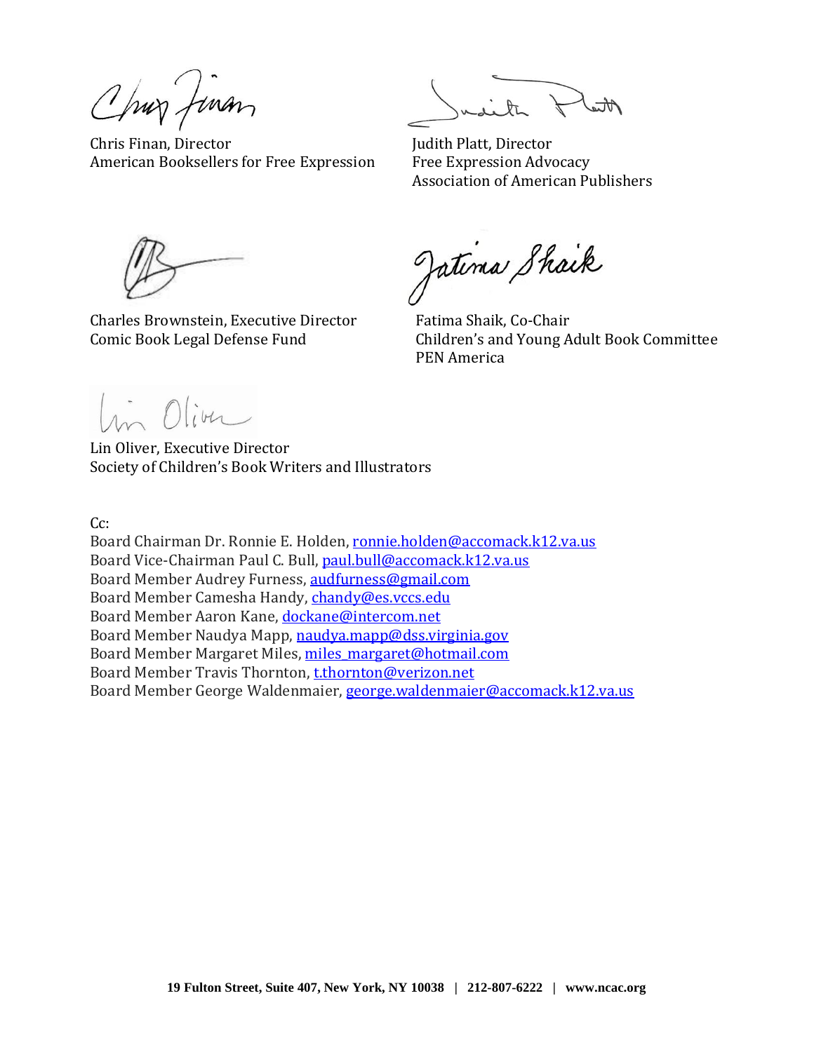Chris Finan, Director
American Booksellers for Free Expression

Judith Platt, Director
Free Expression Advocacy
Association of American Publishers

Charles Brownstein, Executive Director
Comic Book Legal Defense Fund

Fatima Shaik, Co-Chair
Children's and Young Adult Book Committee
PEN America

Lin Oliver, Executive Director
Society of Children's Book Writers and Illustrators

Cc:
Board Chairman Dr. Ronnie E. Holden, ronnie.holden@accomack.k12.va.us
Board Vice-Chairman Paul C. Bull, paul.bull@accomack.k12.va.us
Board Member Audrey Furness, audfurness@gmail.com
Board Member Camesha Handy, chandy@es.vccs.edu
Board Member Aaron Kane, dockane@intercom.net
Board Member Naudya Mapp, naudya.mapp@dss.virginia.gov
Board Member Margaret Miles, miles_margaret@hotmail.com
Board Member Travis Thornton, t.thornton@verizon.net
Board Member George Waldenmaier, george.waldenmaier@accomack.k12.va.us

**19 Fulton Street, Suite 407, New York, NY 10038 | 212-807-6222 | www.ncac.org**